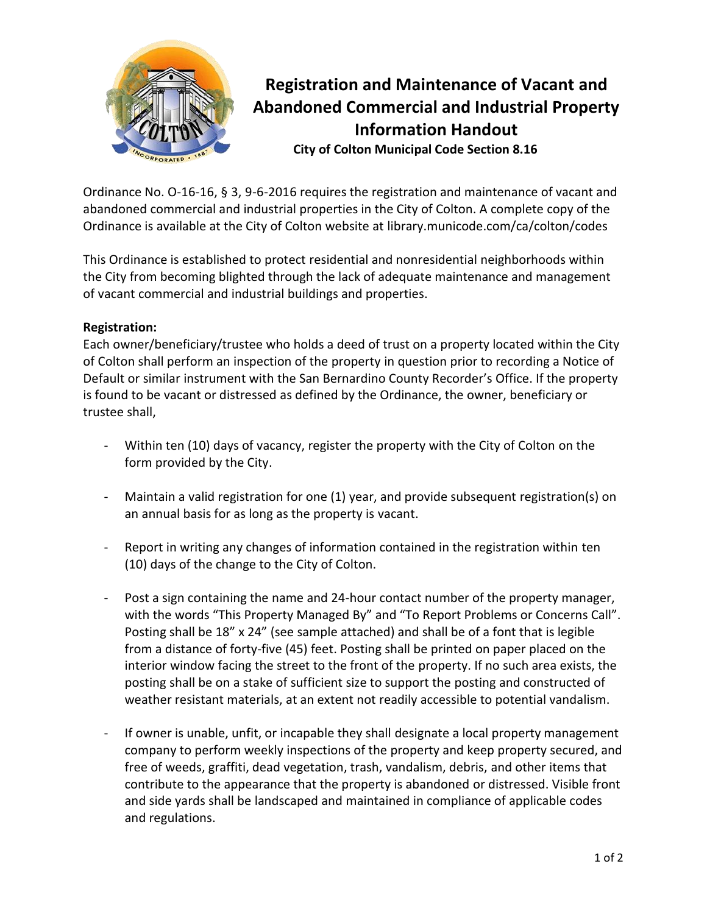# Registration and Maintenance of Vacant and Abandoned Commercial and Industrial Property Information Handout

**City of Colton Municipal Code Section 8.16**

Ordinance No. O-16-16, § 3, 9-6-2016 requires the registration and maintenance of vacant and abandoned commercial and industrial properties in the City of Colton. A complete copy of the Ordinance is available at the City of Colton website at library.municode.com/ca/colton/codes

This Ordinance is established to protect residential and nonresidential neighborhoods within the City from becoming blighted through the lack of adequate maintenance and management of vacant commercial and industrial buildings and properties.

**Registration:**

Each owner/beneficiary/trustee who holds a deed of trust on a property located within the City of Colton shall perform an inspection of the property in question prior to recording a Notice of Default or similar instrument with the San Bernardino County Recorder's Office. If the property is found to be vacant or distressed as defined by the Ordinance, the owner, beneficiary or trustee shall,

- Within ten (10) days of vacancy, register the property with the City of Colton on the form provided by the City.
- Maintain a valid registration for one (1) year, and provide subsequent registration(s) on an annual basis for as long as the property is vacant.
- Report in writing any changes of information contained in the registration within ten (10) days of the change to the City of Colton.
- Post a sign containing the name and 24-hour contact number of the property manager, with the words "This Property Managed By" and "To Report Problems or Concerns Call". Posting shall be 18" x 24" (see sample attached) and shall be of a font that is legible from a distance of forty-five (45) feet. Posting shall be printed on paper placed on the interior window facing the street to the front of the property. If no such area exists, the posting shall be on a stake of sufficient size to support the posting and constructed of weather resistant materials, at an extent not readily accessible to potential vandalism.
- If owner is unable, unfit, or incapable they shall designate a local property management company to perform weekly inspections of the property and keep property secured, and free of weeds, graffiti, dead vegetation, trash, vandalism, debris, and other items that contribute to the appearance that the property is abandoned or distressed. Visible front and side yards shall be landscaped and maintained in compliance of applicable codes and regulations.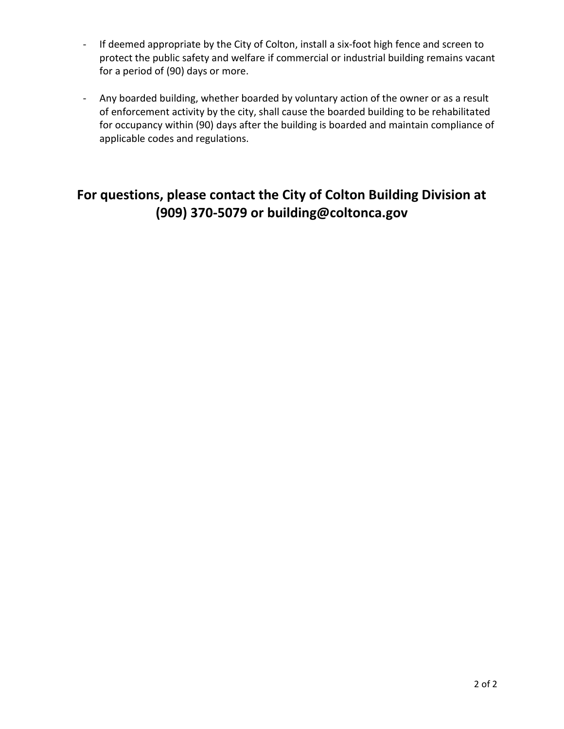- If deemed appropriate by the City of Colton, install a six-foot high fence and screen to protect the public safety and welfare if commercial or industrial building remains vacant for a period of (90) days or more.

- Any boarded building, whether boarded by voluntary action of the owner or as a result of enforcement activity by the city, shall cause the boarded building to be rehabilitated for occupancy within (90) days after the building is boarded and maintain compliance of applicable codes and regulations.

## For questions, please contact the City of Colton Building Division at (909) 370-5079 or building@coltonca.gov